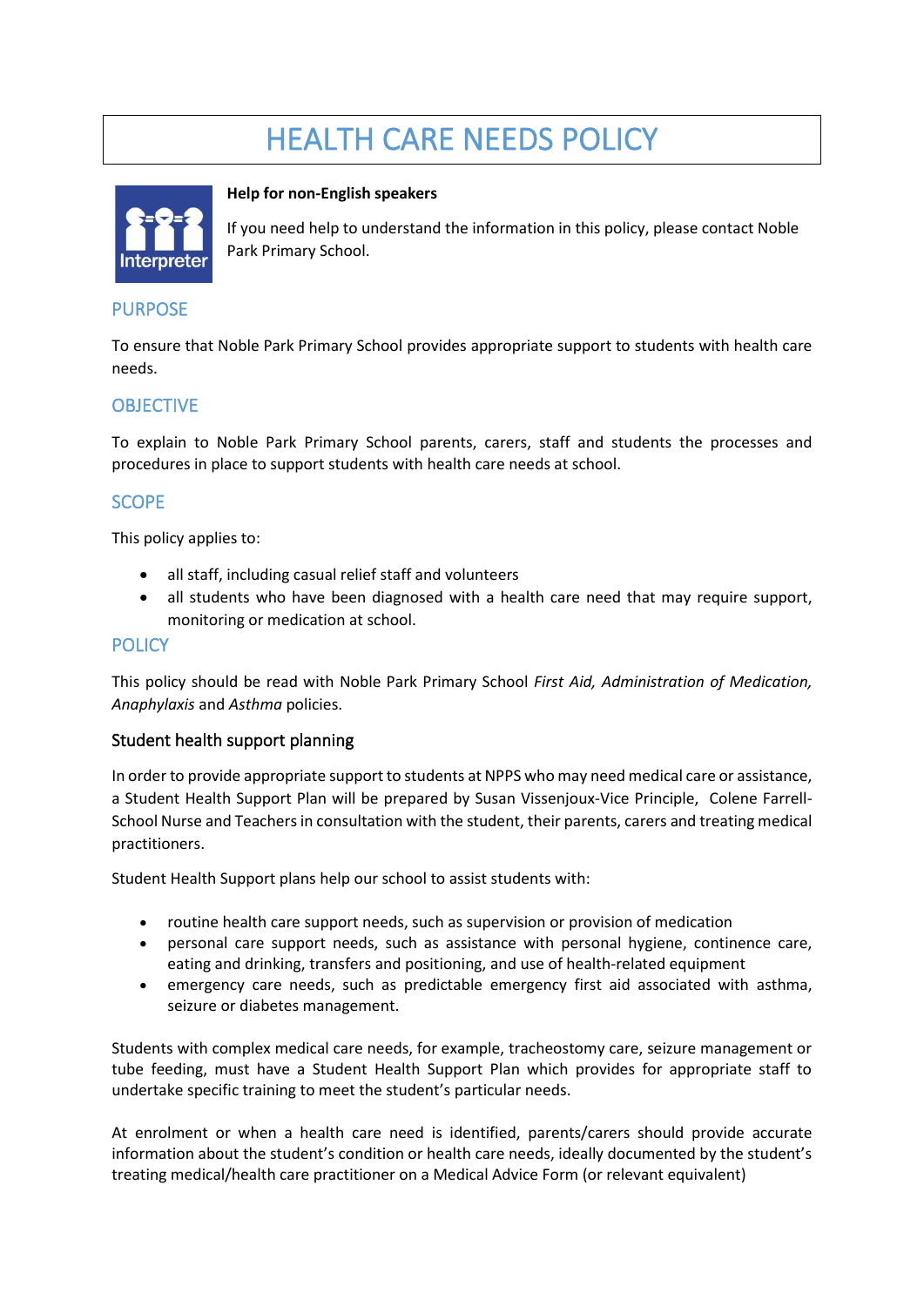# HEALTH CARE NEEDS POLICY

**Help for non-English speakers**

If you need help to understand the information in this policy, please contact Noble Park Primary School.

## PURPOSE

To ensure that Noble Park Primary School provides appropriate support to students with health care needs.

## OBJECTIVE

To explain to Noble Park Primary School parents, carers, staff and students the processes and procedures in place to support students with health care needs at school.

## SCOPE

This policy applies to:

- all staff, including casual relief staff and volunteers
- all students who have been diagnosed with a health care need that may require support, monitoring or medication at school.

## POLICY

This policy should be read with Noble Park Primary School *First Aid, Administration of Medication, Anaphylaxis* and *Asthma* policies.

### Student health support planning

In order to provide appropriate support to students at NPPS who may need medical care or assistance, a Student Health Support Plan will be prepared by Susan Vissenjoux-Vice Principle, Colene Farrell-School Nurse and Teachers in consultation with the student, their parents, carers and treating medical practitioners.

Student Health Support plans help our school to assist students with:

- routine health care support needs, such as supervision or provision of medication
- personal care support needs, such as assistance with personal hygiene, continence care, eating and drinking, transfers and positioning, and use of health-related equipment
- emergency care needs, such as predictable emergency first aid associated with asthma, seizure or diabetes management.

Students with complex medical care needs, for example, tracheostomy care, seizure management or tube feeding, must have a Student Health Support Plan which provides for appropriate staff to undertake specific training to meet the student's particular needs.

At enrolment or when a health care need is identified, parents/carers should provide accurate information about the student's condition or health care needs, ideally documented by the student's treating medical/health care practitioner on a Medical Advice Form (or relevant equivalent)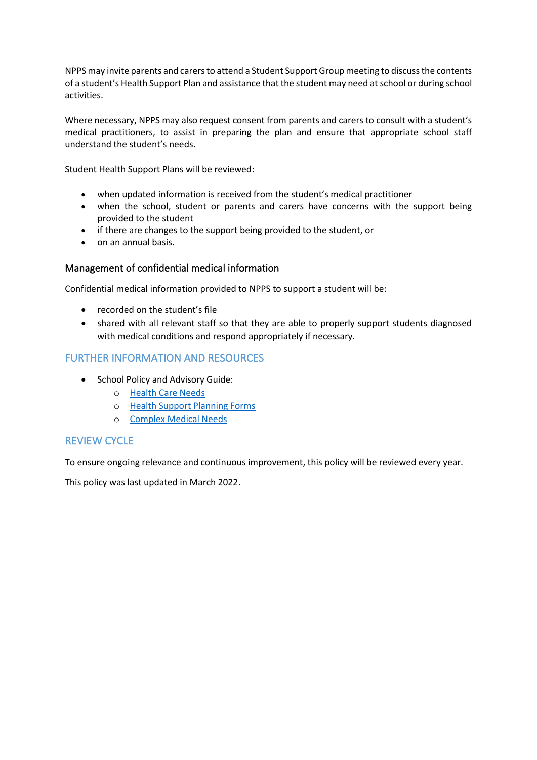NPPS may invite parents and carers to attend a Student Support Group meeting to discuss the contents of a student's Health Support Plan and assistance that the student may need at school or during school activities.

Where necessary, NPPS may also request consent from parents and carers to consult with a student's medical practitioners, to assist in preparing the plan and ensure that appropriate school staff understand the student's needs.

Student Health Support Plans will be reviewed:

- when updated information is received from the student's medical practitioner
- when the school, student or parents and carers have concerns with the support being provided to the student
- if there are changes to the support being provided to the student, or
- on an annual basis.

### Management of confidential medical information

Confidential medical information provided to NPPS to support a student will be:

- recorded on the student's file
- shared with all relevant staff so that they are able to properly support students diagnosed with medical conditions and respond appropriately if necessary.

## FURTHER INFORMATION AND RESOURCES

- School Policy and Advisory Guide:
  - Health Care Needs
  - Health Support Planning Forms
  - Complex Medical Needs

## REVIEW CYCLE

To ensure ongoing relevance and continuous improvement, this policy will be reviewed every year.

This policy was last updated in March 2022.